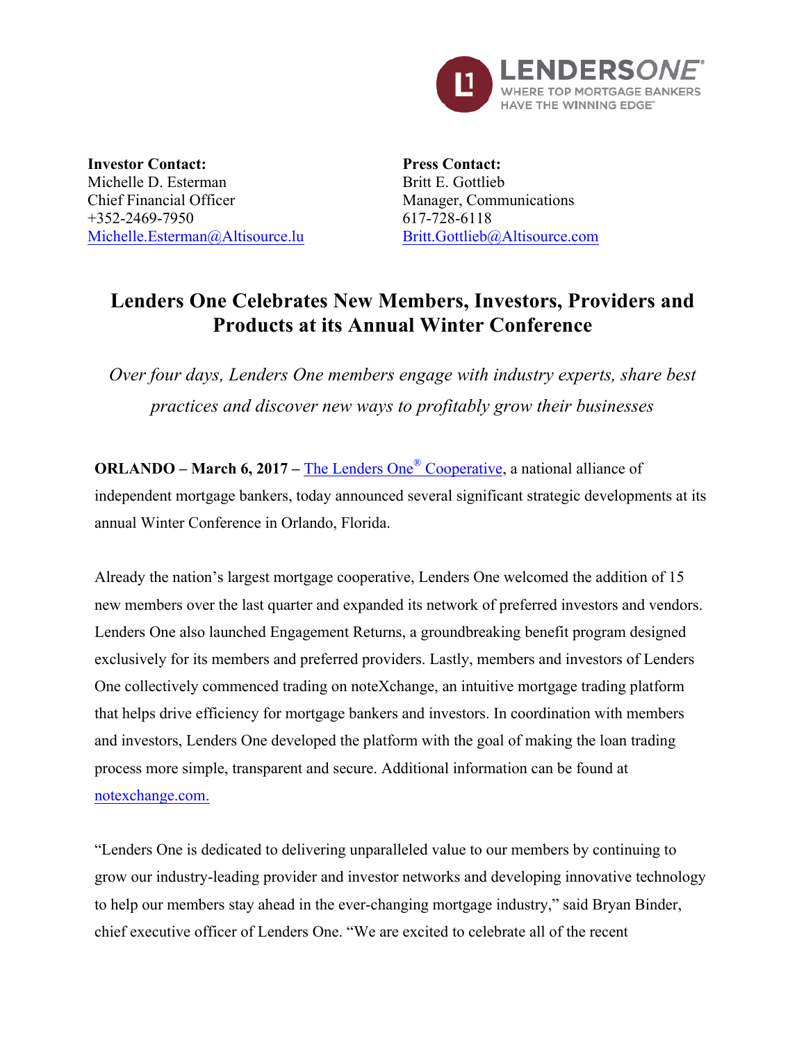LENDERSONE®
WHERE TOP MORTGAGE BANKERS HAVE THE WINNING EDGE™

**Investor Contact:**
Michelle D. Esterman
Chief Financial Officer
+352-2469-7950
Michelle.Esterman@Altisource.lu

**Press Contact:**
Britt E. Gottlieb
Manager, Communications
617-728-6118
Britt.Gottlieb@Altisource.com

# Lenders One Celebrates New Members, Investors, Providers and Products at its Annual Winter Conference

*Over four days, Lenders One members engage with industry experts, share best practices and discover new ways to profitably grow their businesses*

**ORLANDO – March 6, 2017 –** The Lenders One® Cooperative, a national alliance of independent mortgage bankers, today announced several significant strategic developments at its annual Winter Conference in Orlando, Florida.

Already the nation's largest mortgage cooperative, Lenders One welcomed the addition of 15 new members over the last quarter and expanded its network of preferred investors and vendors. Lenders One also launched Engagement Returns, a groundbreaking benefit program designed exclusively for its members and preferred providers. Lastly, members and investors of Lenders One collectively commenced trading on noteXchange, an intuitive mortgage trading platform that helps drive efficiency for mortgage bankers and investors. In coordination with members and investors, Lenders One developed the platform with the goal of making the loan trading process more simple, transparent and secure. Additional information can be found at notexchange.com.

"Lenders One is dedicated to delivering unparalleled value to our members by continuing to grow our industry-leading provider and investor networks and developing innovative technology to help our members stay ahead in the ever-changing mortgage industry," said Bryan Binder, chief executive officer of Lenders One. "We are excited to celebrate all of the recent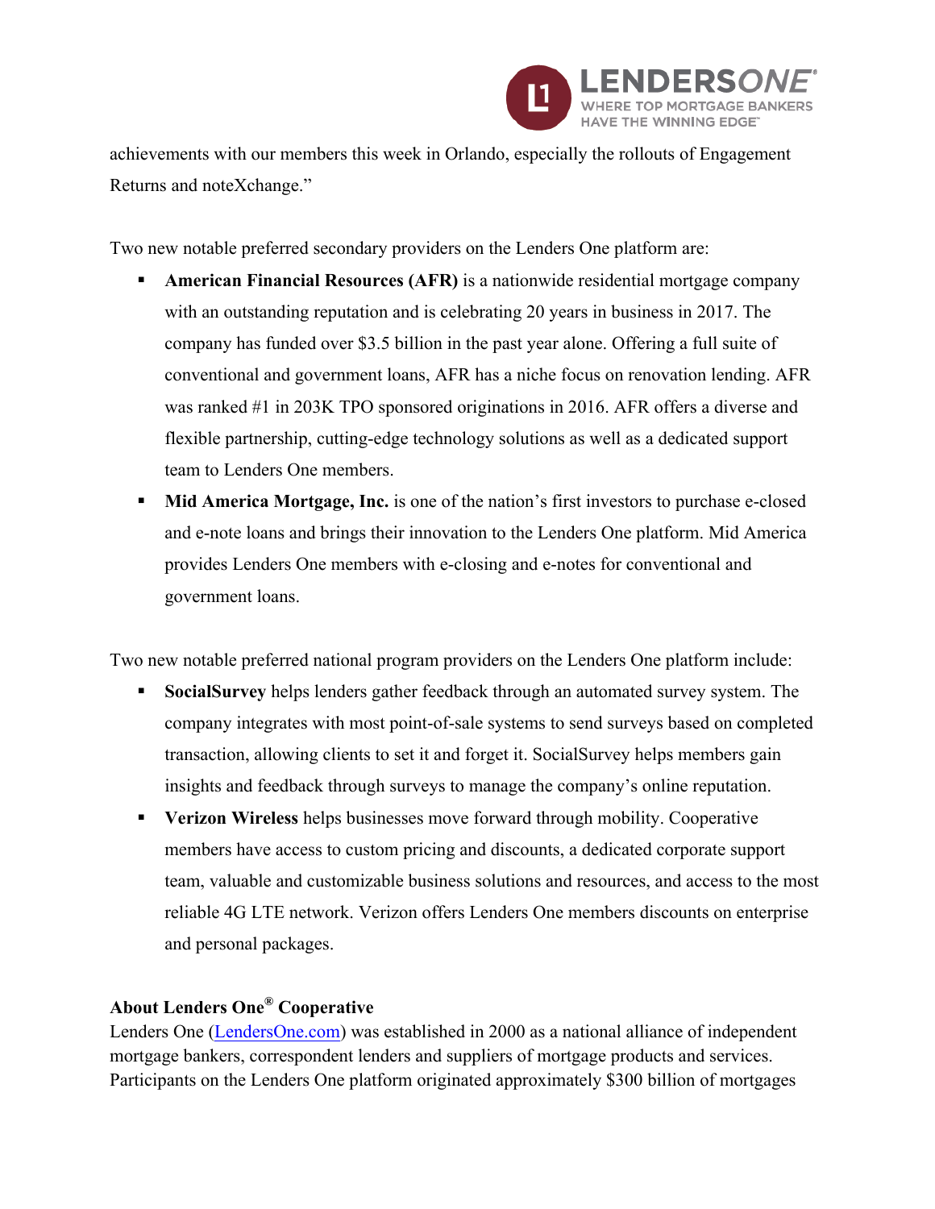achievements with our members this week in Orlando, especially the rollouts of Engagement Returns and noteXchange."

Two new notable preferred secondary providers on the Lenders One platform are:

- **American Financial Resources (AFR)** is a nationwide residential mortgage company with an outstanding reputation and is celebrating 20 years in business in 2017. The company has funded over $3.5 billion in the past year alone. Offering a full suite of conventional and government loans, AFR has a niche focus on renovation lending. AFR was ranked #1 in 203K TPO sponsored originations in 2016. AFR offers a diverse and flexible partnership, cutting-edge technology solutions as well as a dedicated support team to Lenders One members.
- **Mid America Mortgage, Inc.** is one of the nation's first investors to purchase e-closed and e-note loans and brings their innovation to the Lenders One platform. Mid America provides Lenders One members with e-closing and e-notes for conventional and government loans.

Two new notable preferred national program providers on the Lenders One platform include:

- **SocialSurvey** helps lenders gather feedback through an automated survey system. The company integrates with most point-of-sale systems to send surveys based on completed transaction, allowing clients to set it and forget it. SocialSurvey helps members gain insights and feedback through surveys to manage the company's online reputation.
- **Verizon Wireless** helps businesses move forward through mobility. Cooperative members have access to custom pricing and discounts, a dedicated corporate support team, valuable and customizable business solutions and resources, and access to the most reliable 4G LTE network. Verizon offers Lenders One members discounts on enterprise and personal packages.

**About Lenders One® Cooperative**

Lenders One (LendersOne.com) was established in 2000 as a national alliance of independent mortgage bankers, correspondent lenders and suppliers of mortgage products and services. Participants on the Lenders One platform originated approximately $300 billion of mortgages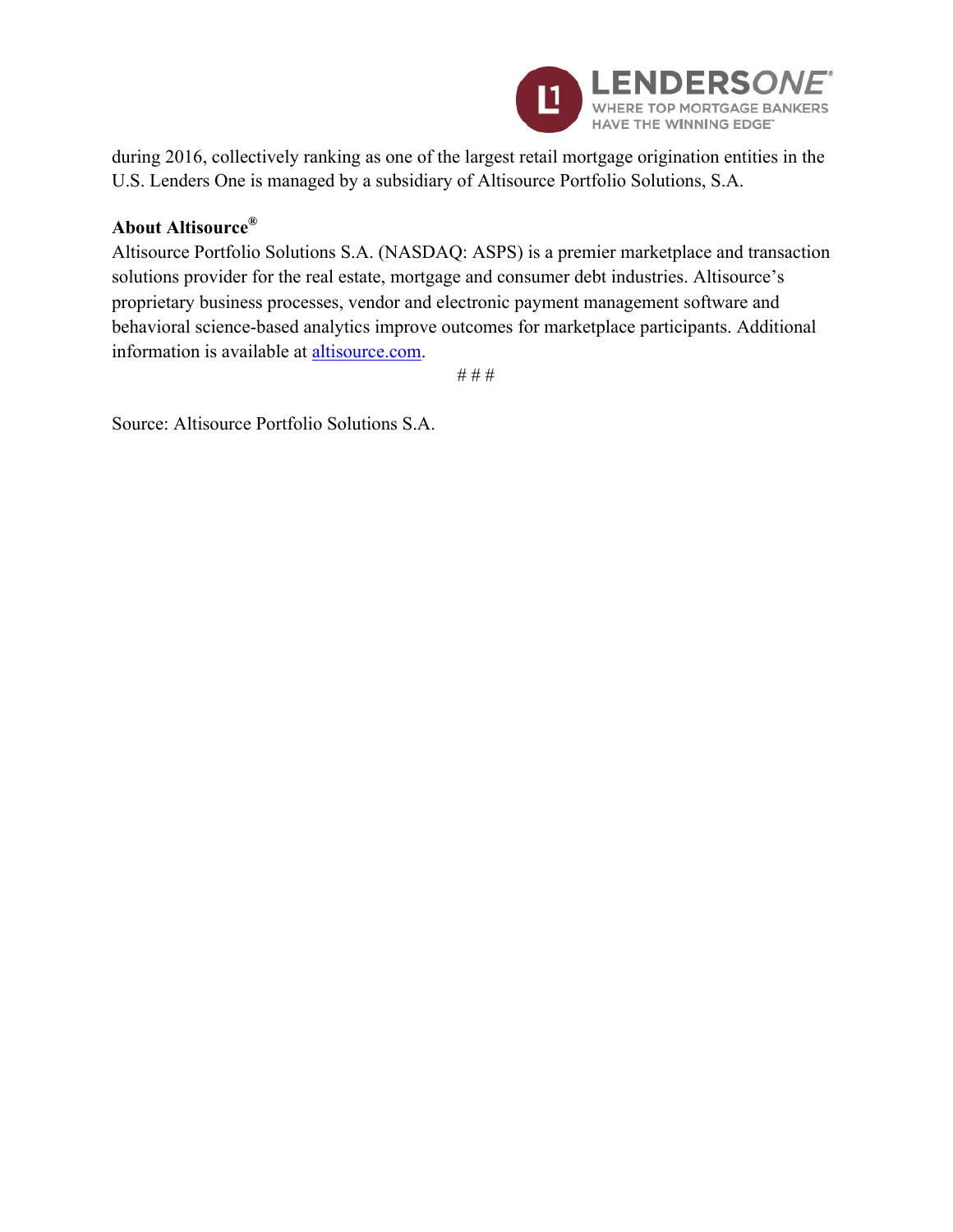during 2016, collectively ranking as one of the largest retail mortgage origination entities in the U.S. Lenders One is managed by a subsidiary of Altisource Portfolio Solutions, S.A.

**About Altisource®**

Altisource Portfolio Solutions S.A. (NASDAQ: ASPS) is a premier marketplace and transaction solutions provider for the real estate, mortgage and consumer debt industries. Altisource's proprietary business processes, vendor and electronic payment management software and behavioral science-based analytics improve outcomes for marketplace participants. Additional information is available at altisource.com.

# # #

Source: Altisource Portfolio Solutions S.A.